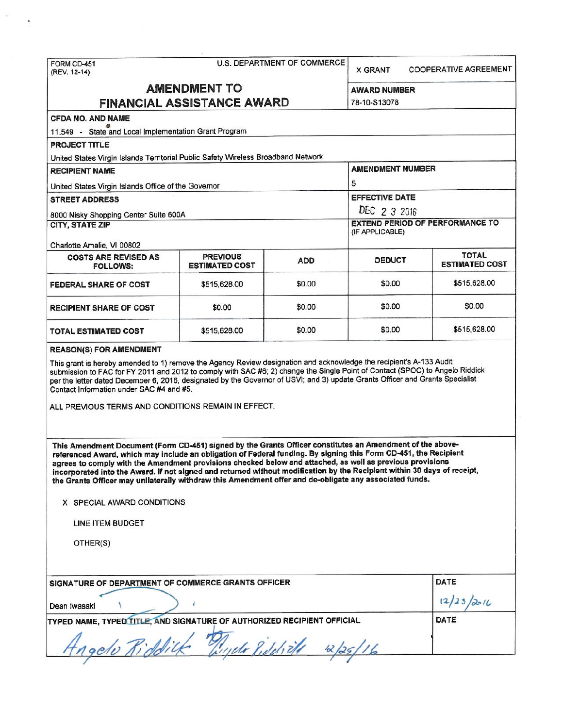FORM CD-451
(REV. 12-14)

U.S. DEPARTMENT OF COMMERCE

X GRANT    COOPERATIVE AGREEMENT

# AMENDMENT TO FINANCIAL ASSISTANCE AWARD

**AWARD NUMBER**
78-10-S13078

**CFDA NO. AND NAME**
11.549 - State and Local Implementation Grant Program

**PROJECT TITLE**
United States Virgin Islands Territorial Public Safety Wireless Broadband Network

**RECIPIENT NAME**
United States Virgin Islands Office of the Governor

**AMENDMENT NUMBER**
5

**STREET ADDRESS**
8000 Nisky Shopping Center Suite 600A

**EFFECTIVE DATE**
DEC 2 3 2016

**CITY, STATE ZIP**
Charlotte Amalie, VI 00802

**EXTEND PERIOD OF PERFORMANCE TO** (IF APPLICABLE)

| COSTS ARE REVISED AS FOLLOWS: | PREVIOUS ESTIMATED COST | ADD | DEDUCT | TOTAL ESTIMATED COST |
|---|---|---|---|---|
| FEDERAL SHARE OF COST | $515,628.00 | $0.00 | $0.00 | $515,628.00 |
| RECIPIENT SHARE OF COST | $0.00 | $0.00 | $0.00 | $0.00 |
| TOTAL ESTIMATED COST | $515,628.00 | $0.00 | $0.00 | $515,628.00 |

**REASON(S) FOR AMENDMENT**

This grant is hereby amended to 1) remove the Agency Review designation and acknowledge the recipient's A-133 Audit submission to FAC for FY 2011 and 2012 to comply with SAC #6; 2) change the Single Point of Contact (SPOC) to Angelo Riddick per the letter dated December 6, 2016, designated by the Governor of USVI; and 3) update Grants Officer and Grants Specialist Contact Information under SAC #4 and #5.

ALL PREVIOUS TERMS AND CONDITIONS REMAIN IN EFFECT.

**This Amendment Document (Form CD-451) signed by the Grants Officer constitutes an Amendment of the above-referenced Award, which may include an obligation of Federal funding. By signing this Form CD-451, the Recipient agrees to comply with the Amendment provisions checked below and attached, as well as previous provisions incorporated into the Award. If not signed and returned without modification by the Recipient within 30 days of receipt, the Grants Officer may unilaterally withdraw this Amendment offer and de-obligate any associated funds.**

X SPECIAL AWARD CONDITIONS

LINE ITEM BUDGET

OTHER(S)

**SIGNATURE OF DEPARTMENT OF COMMERCE GRANTS OFFICER**
Dean Iwasaki

**DATE**
12/23/2016

**TYPED NAME, TYPED TITLE, AND SIGNATURE OF AUTHORIZED RECIPIENT OFFICIAL**
Angelo Riddick    12/25/16

**DATE**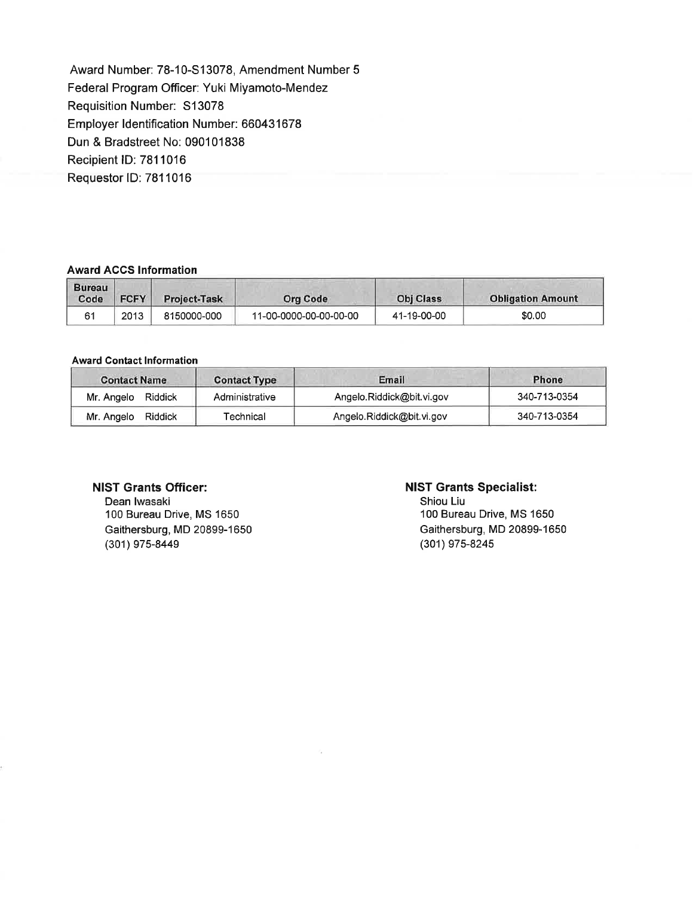Award Number: 78-10-S13078, Amendment Number 5
Federal Program Officer: Yuki Miyamoto-Mendez
Requisition Number: S13078
Employer Identification Number: 660431678
Dun & Bradstreet No: 090101838
Recipient ID: 7811016
Requestor ID: 7811016

**Award ACCS Information**

| Bureau Code | FCFY | Project-Task | Org Code | Obj Class | Obligation Amount |
|---|---|---|---|---|---|
| 61 | 2013 | 8150000-000 | 11-00-0000-00-00-00-00 | 41-19-00-00 | $0.00 |

**Award Contact Information**

| Contact Name | Contact Type | Email | Phone |
|---|---|---|---|
| Mr. Angelo Riddick | Administrative | Angelo.Riddick@bit.vi.gov | 340-713-0354 |
| Mr. Angelo Riddick | Technical | Angelo.Riddick@bit.vi.gov | 340-713-0354 |

**NIST Grants Officer:**
Dean Iwasaki
100 Bureau Drive, MS 1650
Gaithersburg, MD 20899-1650
(301) 975-8449

**NIST Grants Specialist:**
Shiou Liu
100 Bureau Drive, MS 1650
Gaithersburg, MD 20899-1650
(301) 975-8245